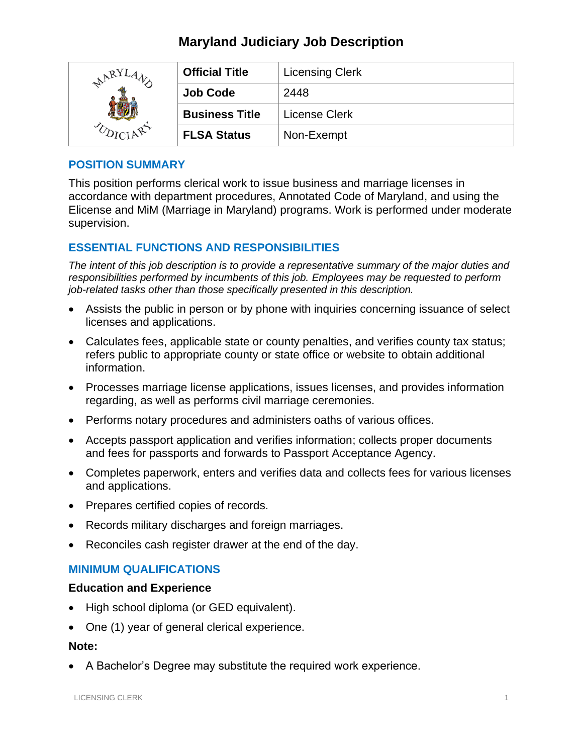# Maryland Judiciary Job Description

| Official Title | Licensing Clerk |
|---|---|
| Job Code | 2448 |
| Business Title | License Clerk |
| FLSA Status | Non-Exempt |

## POSITION SUMMARY

This position performs clerical work to issue business and marriage licenses in accordance with department procedures, Annotated Code of Maryland, and using the Elicense and MiM (Marriage in Maryland) programs. Work is performed under moderate supervision.

## ESSENTIAL FUNCTIONS AND RESPONSIBILITIES

*The intent of this job description is to provide a representative summary of the major duties and responsibilities performed by incumbents of this job. Employees may be requested to perform job-related tasks other than those specifically presented in this description.*

- Assists the public in person or by phone with inquiries concerning issuance of select licenses and applications.
- Calculates fees, applicable state or county penalties, and verifies county tax status; refers public to appropriate county or state office or website to obtain additional information.
- Processes marriage license applications, issues licenses, and provides information regarding, as well as performs civil marriage ceremonies.
- Performs notary procedures and administers oaths of various offices.
- Accepts passport application and verifies information; collects proper documents and fees for passports and forwards to Passport Acceptance Agency.
- Completes paperwork, enters and verifies data and collects fees for various licenses and applications.
- Prepares certified copies of records.
- Records military discharges and foreign marriages.
- Reconciles cash register drawer at the end of the day.

## MINIMUM QUALIFICATIONS

### Education and Experience

- High school diploma (or GED equivalent).
- One (1) year of general clerical experience.

### Note:

- A Bachelor's Degree may substitute the required work experience.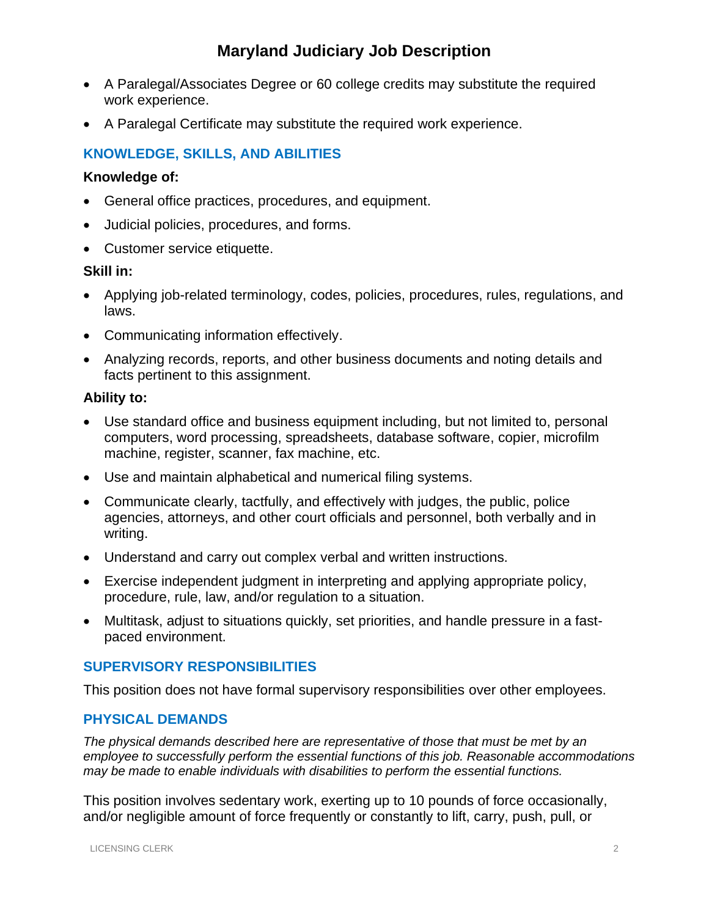- A Paralegal/Associates Degree or 60 college credits may substitute the required work experience.
- A Paralegal Certificate may substitute the required work experience.

## KNOWLEDGE, SKILLS, AND ABILITIES

**Knowledge of:**

- General office practices, procedures, and equipment.
- Judicial policies, procedures, and forms.
- Customer service etiquette.

**Skill in:**

- Applying job-related terminology, codes, policies, procedures, rules, regulations, and laws.
- Communicating information effectively.
- Analyzing records, reports, and other business documents and noting details and facts pertinent to this assignment.

**Ability to:**

- Use standard office and business equipment including, but not limited to, personal computers, word processing, spreadsheets, database software, copier, microfilm machine, register, scanner, fax machine, etc.
- Use and maintain alphabetical and numerical filing systems.
- Communicate clearly, tactfully, and effectively with judges, the public, police agencies, attorneys, and other court officials and personnel, both verbally and in writing.
- Understand and carry out complex verbal and written instructions.
- Exercise independent judgment in interpreting and applying appropriate policy, procedure, rule, law, and/or regulation to a situation.
- Multitask, adjust to situations quickly, set priorities, and handle pressure in a fast-paced environment.

## SUPERVISORY RESPONSIBILITIES

This position does not have formal supervisory responsibilities over other employees.

## PHYSICAL DEMANDS

*The physical demands described here are representative of those that must be met by an employee to successfully perform the essential functions of this job. Reasonable accommodations may be made to enable individuals with disabilities to perform the essential functions.*

This position involves sedentary work, exerting up to 10 pounds of force occasionally, and/or negligible amount of force frequently or constantly to lift, carry, push, pull, or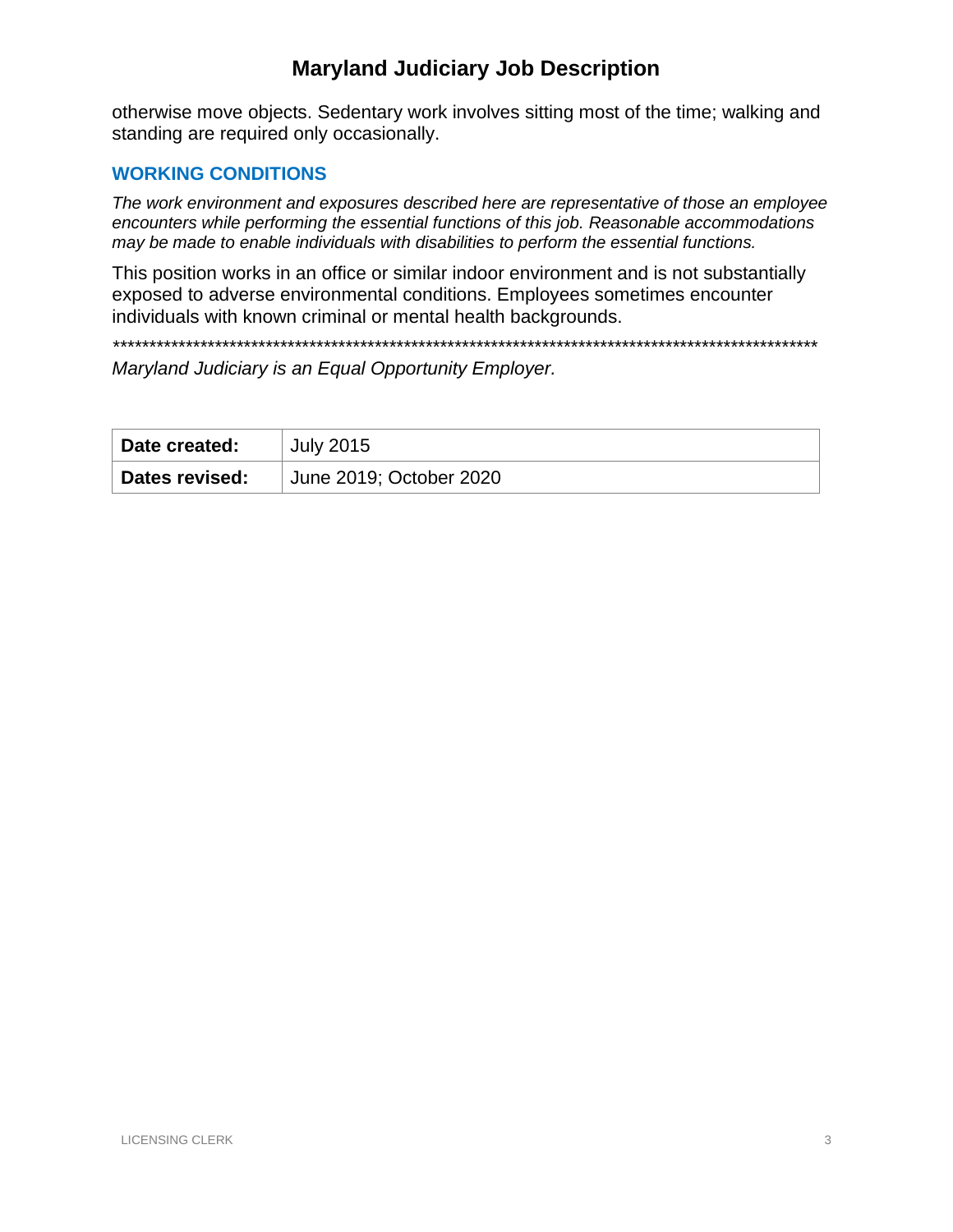otherwise move objects. Sedentary work involves sitting most of the time; walking and standing are required only occasionally.

## WORKING CONDITIONS

*The work environment and exposures described here are representative of those an employee encounters while performing the essential functions of this job. Reasonable accommodations may be made to enable individuals with disabilities to perform the essential functions.*

This position works in an office or similar indoor environment and is not substantially exposed to adverse environmental conditions. Employees sometimes encounter individuals with known criminal or mental health backgrounds.

****************************************************************************************************

*Maryland Judiciary is an Equal Opportunity Employer.*

| | |
|---|---|
| **Date created:** | July 2015 |
| **Dates revised:** | June 2019; October 2020 |